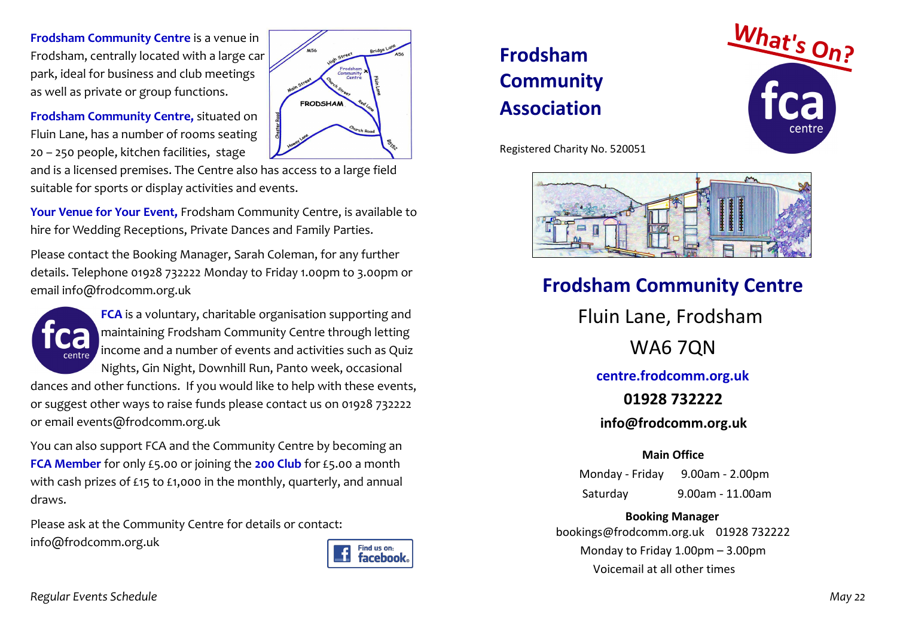**Frodsham Community Centre** is a venue in Frodsham, centrally located with a large car park, ideal for business and club meetings as well as private or group functions.

**Frodsham Community Centre,** situated on Fluin Lane, has a number of rooms seating 20 – 250 people, kitchen facilities, stage and is a licensed premises. The Centre also has access to a large field suitable for sports or display activities and events.

**Your Venue for Your Event,** Frodsham Community Centre, is available to hire for Wedding Receptions, Private Dances and Family Parties.

Please contact the Booking Manager, Sarah Coleman, for any further details. Telephone 01928 732222 Monday to Friday 1.00pm to 3.00pm or email info@frodcomm.org.uk

**FCA** is a voluntary, charitable organisation supporting and maintaining Frodsham Community Centre through letting income and a number of events and activities such as Quiz Nights, Gin Night, Downhill Run, Panto week, occasional dances and other functions. If you would like to help with these events, or suggest other ways to raise funds please contact us on 01928 732222 or email events@frodcomm.org.uk

You can also support FCA and the Community Centre by becoming an **FCA Member** for only £5.00 or joining the **200 Club** for £5.00 a month with cash prizes of £15 to £1,000 in the monthly, quarterly, and annual draws.

Please ask at the Community Centre for details or contact:
info@frodcomm.org.uk

Find us on: facebook

*Regular Events Schedule*

# Frodsham Community Association

**What's On?**

Registered Charity No. 520051

## Frodsham Community Centre

Fluin Lane, Frodsham

WA6 7QN

**centre.frodcomm.org.uk**

**01928 732222**

**info@frodcomm.org.uk**

**Main Office**

Monday - Friday 9.00am - 2.00pm

Saturday 9.00am - 11.00am

**Booking Manager**

bookings@frodcomm.org.uk 01928 732222

Monday to Friday 1.00pm – 3.00pm

Voicemail at all other times

*May 22*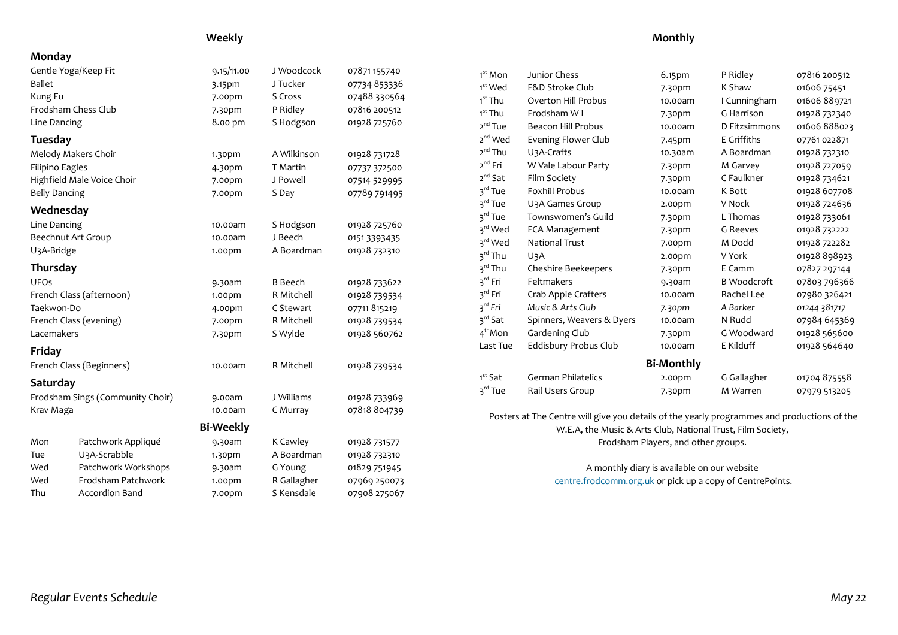## Weekly

### Monday

| | | | |
|---|---|---|---|
| Gentle Yoga/Keep Fit | 9.15/11.00 | J Woodcock | 07871 155740 |
| Ballet | 3.15pm | J Tucker | 07734 853336 |
| Kung Fu | 7.00pm | S Cross | 07488 330564 |
| Frodsham Chess Club | 7.30pm | P Ridley | 07816 200512 |
| Line Dancing | 8.00 pm | S Hodgson | 01928 725760 |

### Tuesday

| | | | |
|---|---|---|---|
| Melody Makers Choir | 1.30pm | A Wilkinson | 01928 731728 |
| Filipino Eagles | 4.30pm | T Martin | 07737 372500 |
| Highfield Male Voice Choir | 7.00pm | J Powell | 07514 529995 |
| Belly Dancing | 7.00pm | S Day | 07789 791495 |

### Wednesday

| | | | |
|---|---|---|---|
| Line Dancing | 10.00am | S Hodgson | 01928 725760 |
| Beechnut Art Group | 10.00am | J Beech | 0151 3393435 |
| U3A-Bridge | 1.00pm | A Boardman | 01928 732310 |

### Thursday

| | | | |
|---|---|---|---|
| UFOs | 9.30am | B Beech | 01928 733622 |
| French Class (afternoon) | 1.00pm | R Mitchell | 01928 739534 |
| Taekwon-Do | 4.00pm | C Stewart | 07711 815219 |
| French Class (evening) | 7.00pm | R Mitchell | 01928 739534 |
| Lacemakers | 7.30pm | S Wylde | 01928 560762 |

### Friday

| | | | |
|---|---|---|---|
| French Class (Beginners) | 10.00am | R Mitchell | 01928 739534 |

### Saturday

| | | | |
|---|---|---|---|
| Frodsham Sings (Community Choir) | 9.00am | J Williams | 01928 733969 |
| Krav Maga | 10.00am | C Murray | 07818 804739 |

## Bi-Weekly

| | | | | |
|---|---|---|---|---|
| Mon | Patchwork Appliqué | 9.30am | K Cawley | 01928 731577 |
| Tue | U3A-Scrabble | 1.30pm | A Boardman | 01928 732310 |
| Wed | Patchwork Workshops | 9.30am | G Young | 01829 751945 |
| Wed | Frodsham Patchwork | 1.00pm | R Gallagher | 07969 250073 |
| Thu | Accordion Band | 7.00pm | S Kensdale | 07908 275067 |

## Monthly

| | | | | |
|---|---|---|---|---|
| 1st Mon | Junior Chess | 6.15pm | P Ridley | 07816 200512 |
| 1st Wed | F&D Stroke Club | 7.30pm | K Shaw | 01606 75451 |
| 1st Thu | Overton Hill Probus | 10.00am | I Cunningham | 01606 889721 |
| 1st Thu | Frodsham W I | 7.30pm | G Harrison | 01928 732340 |
| 2nd Tue | Beacon Hill Probus | 10.00am | D Fitzsimmons | 01606 888023 |
| 2nd Wed | Evening Flower Club | 7.45pm | E Griffiths | 07761 022871 |
| 2nd Thu | U3A-Crafts | 10.30am | A Boardman | 01928 732310 |
| 2nd Fri | W Vale Labour Party | 7.30pm | M Garvey | 01928 727059 |
| 2nd Sat | Film Society | 7.30pm | C Faulkner | 01928 734621 |
| 3rd Tue | Foxhill Probus | 10.00am | K Bott | 01928 607708 |
| 3rd Tue | U3A Games Group | 2.00pm | V Nock | 01928 724636 |
| 3rd Tue | Townswomen's Guild | 7.30pm | L Thomas | 01928 733061 |
| 3rd Wed | FCA Management | 7.30pm | G Reeves | 01928 732222 |
| 3rd Wed | National Trust | 7.00pm | M Dodd | 01928 722282 |
| 3rd Thu | U3A | 2.00pm | V York | 01928 898923 |
| 3rd Thu | Cheshire Beekeepers | 7.30pm | E Camm | 07827 297144 |
| 3rd Fri | Feltmakers | 9.30am | B Woodcroft | 07803 796366 |
| 3rd Fri | Crab Apple Crafters | 10.00am | Rachel Lee | 07980 326421 |
| *3rd Fri* | *Music & Arts Club* | *7.30pm* | *A Barker* | *01244 381717* |
| 3rd Sat | Spinners, Weavers & Dyers | 10.00am | N Rudd | 07984 645369 |
| 4th Mon | Gardening Club | 7.30pm | G Woodward | 01928 565600 |
| Last Tue | Eddisbury Probus Club | 10.00am | E Kilduff | 01928 564640 |

## Bi-Monthly

| | | | | |
|---|---|---|---|---|
| 1st Sat | German Philatelics | 2.00pm | G Gallagher | 01704 875558 |
| 3rd Tue | Rail Users Group | 7.30pm | M Warren | 07979 513205 |

Posters at The Centre will give you details of the yearly programmes and productions of the W.E.A, the Music & Arts Club, National Trust, Film Society, Frodsham Players, and other groups.

A monthly diary is available on our website centre.frodcomm.org.uk or pick up a copy of CentrePoints.